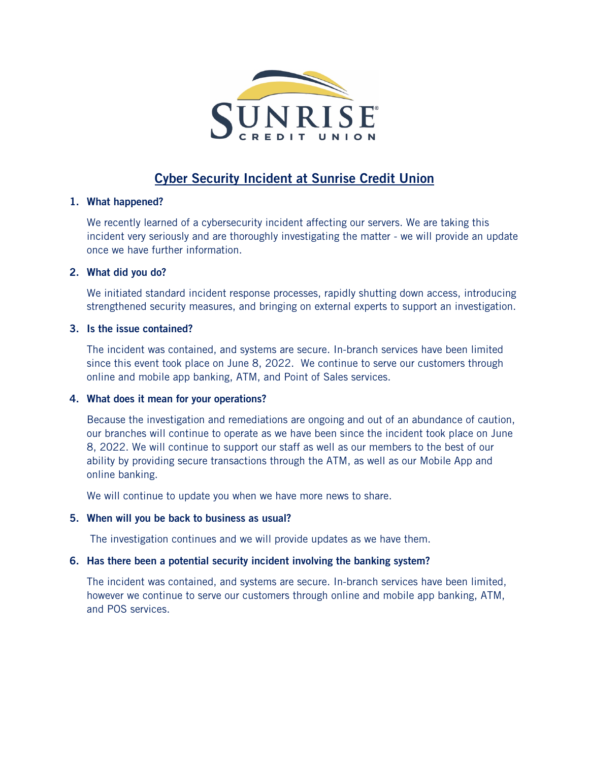SUNRISE®
CREDIT UNION

# Cyber Security Incident at Sunrise Credit Union

**1. What happened?**

We recently learned of a cybersecurity incident affecting our servers. We are taking this incident very seriously and are thoroughly investigating the matter - we will provide an update once we have further information.

**2. What did you do?**

We initiated standard incident response processes, rapidly shutting down access, introducing strengthened security measures, and bringing on external experts to support an investigation.

**3. Is the issue contained?**

The incident was contained, and systems are secure. In-branch services have been limited since this event took place on June 8, 2022. We continue to serve our customers through online and mobile app banking, ATM, and Point of Sales services.

**4. What does it mean for your operations?**

Because the investigation and remediations are ongoing and out of an abundance of caution, our branches will continue to operate as we have been since the incident took place on June 8, 2022. We will continue to support our staff as well as our members to the best of our ability by providing secure transactions through the ATM, as well as our Mobile App and online banking.

We will continue to update you when we have more news to share.

**5. When will you be back to business as usual?**

The investigation continues and we will provide updates as we have them.

**6. Has there been a potential security incident involving the banking system?**

The incident was contained, and systems are secure. In-branch services have been limited, however we continue to serve our customers through online and mobile app banking, ATM, and POS services.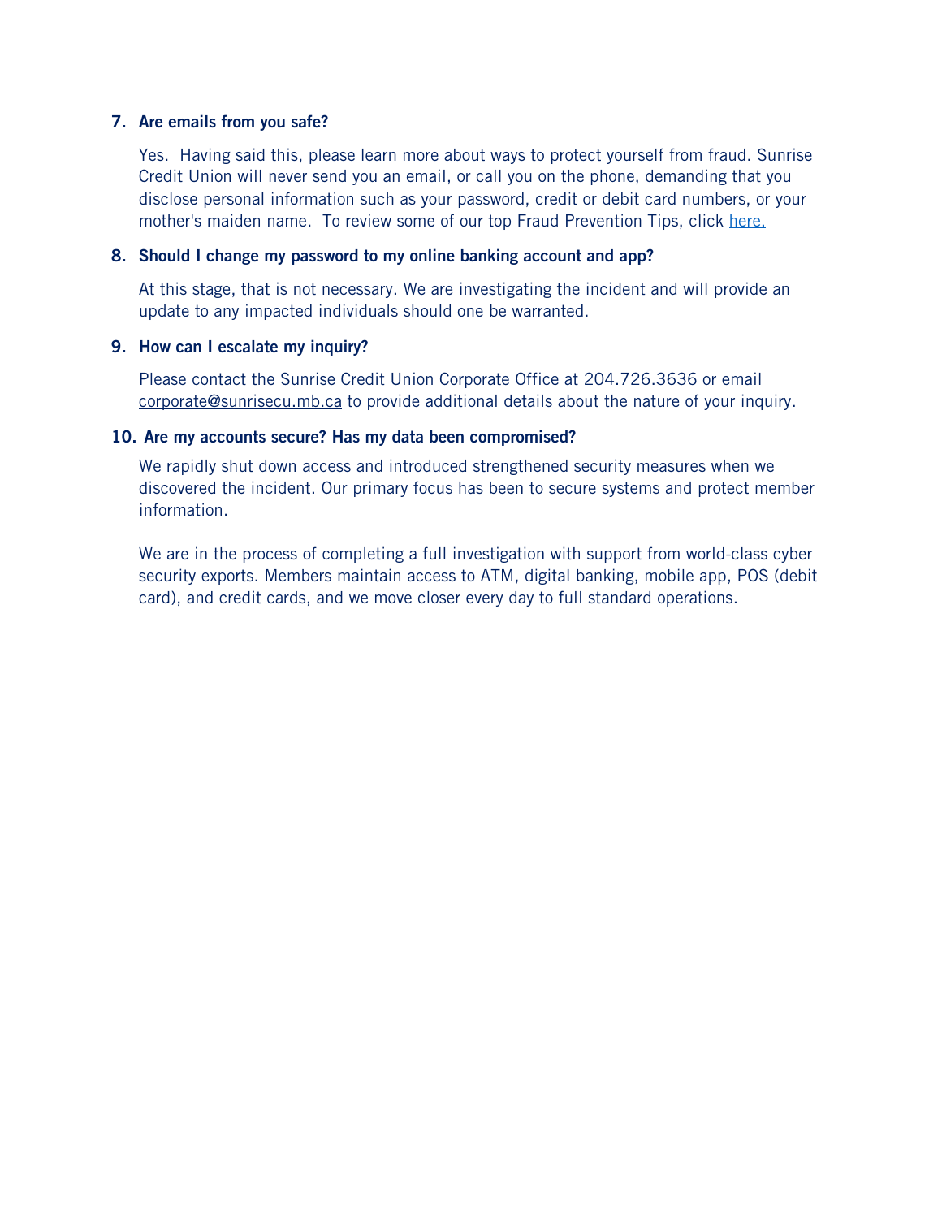7. **Are emails from you safe?**

   Yes. Having said this, please learn more about ways to protect yourself from fraud. Sunrise Credit Union will never send you an email, or call you on the phone, demanding that you disclose personal information such as your password, credit or debit card numbers, or your mother's maiden name. To review some of our top Fraud Prevention Tips, click here.

8. **Should I change my password to my online banking account and app?**

   At this stage, that is not necessary. We are investigating the incident and will provide an update to any impacted individuals should one be warranted.

9. **How can I escalate my inquiry?**

   Please contact the Sunrise Credit Union Corporate Office at 204.726.3636 or email corporate@sunrisecu.mb.ca to provide additional details about the nature of your inquiry.

10. **Are my accounts secure? Has my data been compromised?**

    We rapidly shut down access and introduced strengthened security measures when we discovered the incident. Our primary focus has been to secure systems and protect member information.

    We are in the process of completing a full investigation with support from world-class cyber security exports. Members maintain access to ATM, digital banking, mobile app, POS (debit card), and credit cards, and we move closer every day to full standard operations.